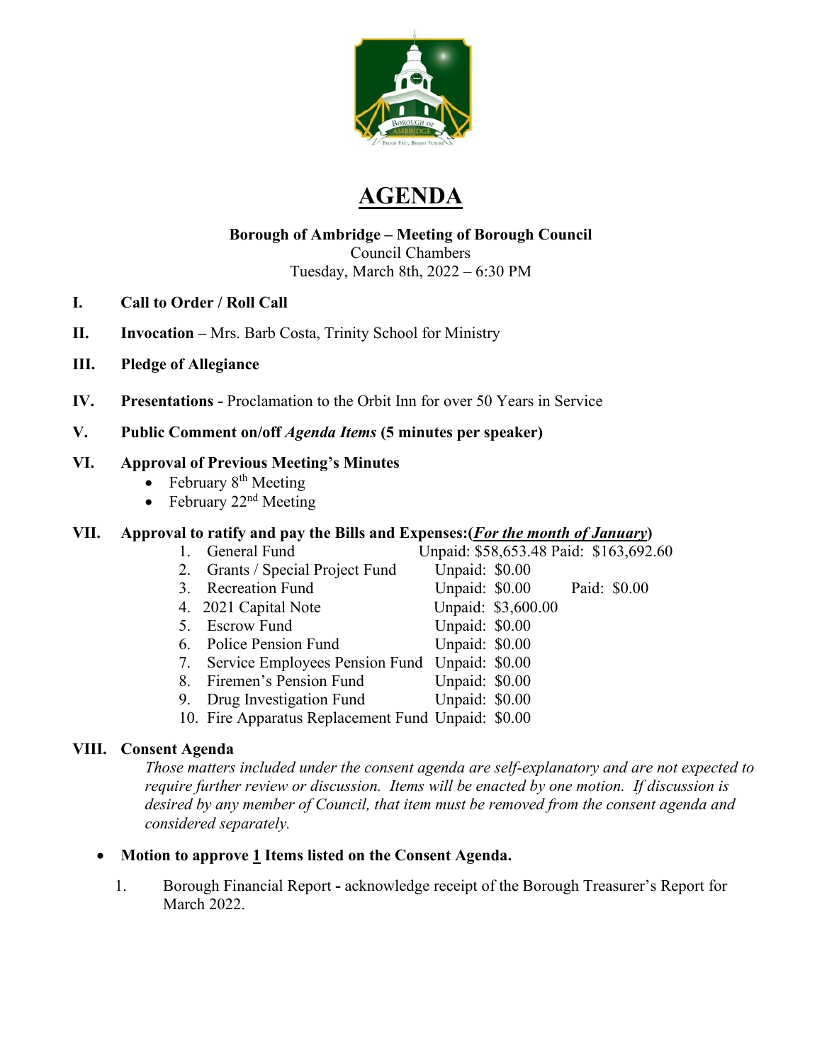# AGENDA

**Borough of Ambridge – Meeting of Borough Council**
Council Chambers
Tuesday, March 8th, 2022 – 6:30 PM

**I. Call to Order / Roll Call**

**II. Invocation –** Mrs. Barb Costa, Trinity School for Ministry

**III. Pledge of Allegiance**

**IV. Presentations -** Proclamation to the Orbit Inn for over 50 Years in Service

**V. Public Comment on/off *Agenda Items* (5 minutes per speaker)**

**VI. Approval of Previous Meeting's Minutes**

- February 8th Meeting
- February 22nd Meeting

**VII. Approval to ratify and pay the Bills and Expenses:(*For the month of January*)**

| | Fund | Unpaid | Paid |
|---|---|---|---|
| 1. | General Fund | Unpaid: $58,653.48 | Paid: $163,692.60 |
| 2. | Grants / Special Project Fund | Unpaid: $0.00 | |
| 3. | Recreation Fund | Unpaid: $0.00 | Paid: $0.00 |
| 4. | 2021 Capital Note | Unpaid: $3,600.00 | |
| 5. | Escrow Fund | Unpaid: $0.00 | |
| 6. | Police Pension Fund | Unpaid: $0.00 | |
| 7. | Service Employees Pension Fund | Unpaid: $0.00 | |
| 8. | Firemen's Pension Fund | Unpaid: $0.00 | |
| 9. | Drug Investigation Fund | Unpaid: $0.00 | |
| 10. | Fire Apparatus Replacement Fund | Unpaid: $0.00 | |

**VIII. Consent Agenda**

*Those matters included under the consent agenda are self-explanatory and are not expected to require further review or discussion. Items will be enacted by one motion. If discussion is desired by any member of Council, that item must be removed from the consent agenda and considered separately.*

- **Motion to approve 1 Items listed on the Consent Agenda.**

1. Borough Financial Report **-** acknowledge receipt of the Borough Treasurer's Report for March 2022.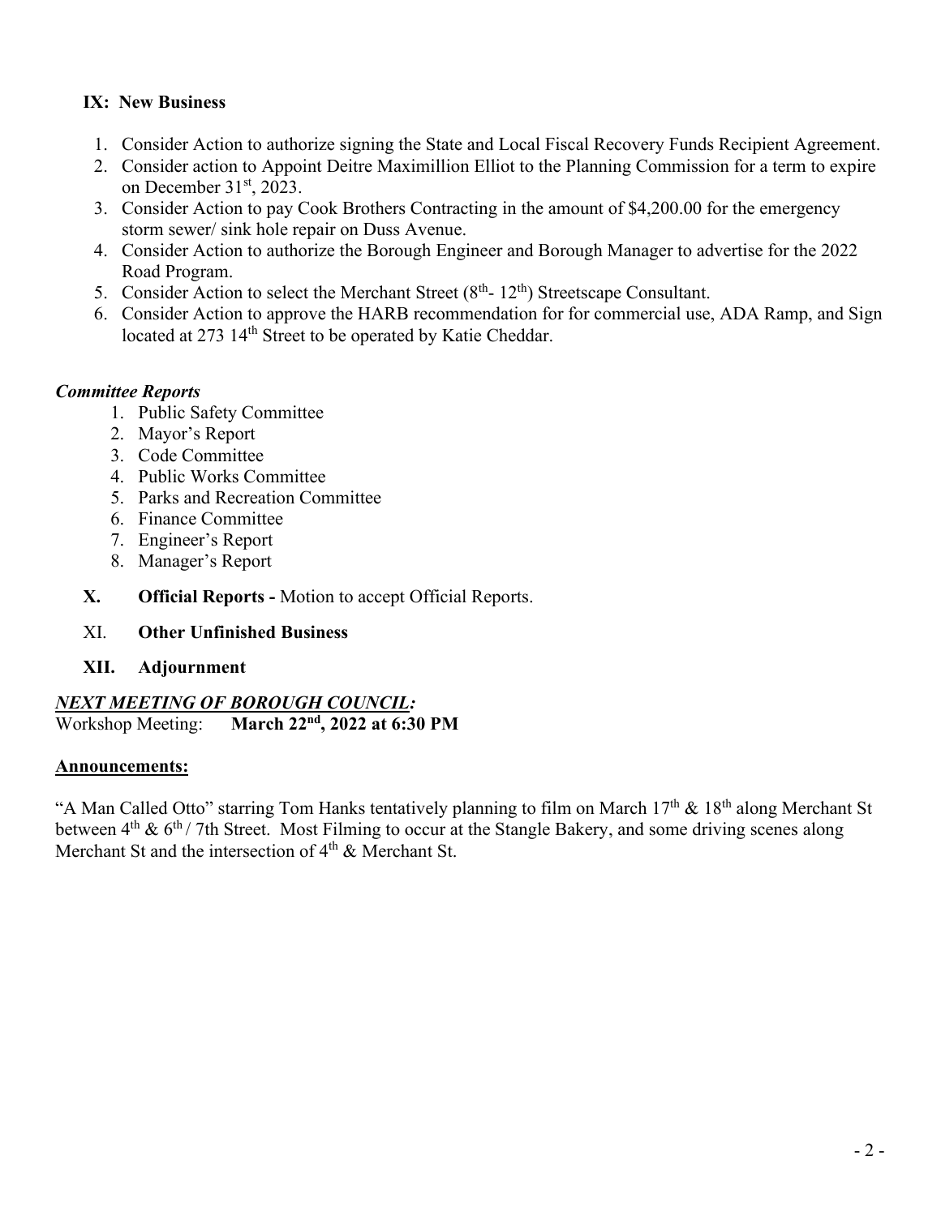**IX: New Business**

1. Consider Action to authorize signing the State and Local Fiscal Recovery Funds Recipient Agreement.
2. Consider action to Appoint Deitre Maximillion Elliot to the Planning Commission for a term to expire on December 31st, 2023.
3. Consider Action to pay Cook Brothers Contracting in the amount of $4,200.00 for the emergency storm sewer/ sink hole repair on Duss Avenue.
4. Consider Action to authorize the Borough Engineer and Borough Manager to advertise for the 2022 Road Program.
5. Consider Action to select the Merchant Street (8th- 12th) Streetscape Consultant.
6. Consider Action to approve the HARB recommendation for for commercial use, ADA Ramp, and Sign located at 273 14th Street to be operated by Katie Cheddar.

***Committee Reports***

1. Public Safety Committee
2. Mayor's Report
3. Code Committee
4. Public Works Committee
5. Parks and Recreation Committee
6. Finance Committee
7. Engineer's Report
8. Manager's Report

**X. Official Reports -** Motion to accept Official Reports.

XI. **Other Unfinished Business**

**XII. Adjournment**

***NEXT MEETING OF BOROUGH COUNCIL:***
Workshop Meeting: **March 22nd, 2022 at 6:30 PM**

**Announcements:**

"A Man Called Otto" starring Tom Hanks tentatively planning to film on March 17th & 18th along Merchant St between 4th & 6th / 7th Street. Most Filming to occur at the Stangle Bakery, and some driving scenes along Merchant St and the intersection of 4th & Merchant St.